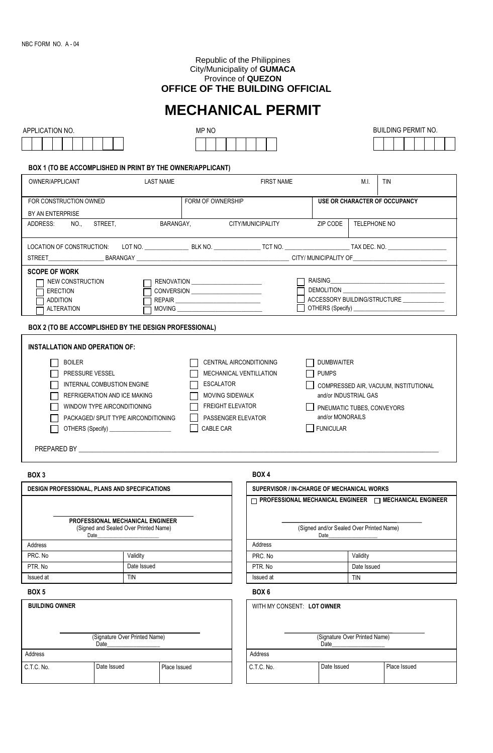NBC FORM NO. A - 04

Republic of the Philippines
City/Municipality of **GUMACA**
Province of **QUEZON**
**OFFICE OF THE BUILDING OFFICIAL**

# MECHANICAL PERMIT

| APPLICATION NO. | MP NO | BUILDING PERMIT NO. |
|---|---|---|
| | | |

**BOX 1 (TO BE ACCOMPLISHED IN PRINT BY THE OWNER/APPLICANT)**

| OWNER/APPLICANT | LAST NAME | FIRST NAME | M.I. | TIN |
|---|---|---|---|---|
| FOR CONSTRUCTION OWNED BY AN ENTERPRISE | FORM OF OWNERSHIP | | **USE OR CHARACTER OF OCCUPANCY** | |
| ADDRESS: NO., STREET, BARANGAY, CITY/MUNICIPALITY | | | ZIP CODE | TELEPHONE NO |

LOCATION OF CONSTRUCTION: LOT NO. ______________ BLK NO. ______________ TCT NO. ____________________ TAX DEC. NO. __________________

STREET__________________ BARANGAY ______________________________________________ CITY/ MUNICIPALITY OF____________________________

**SCOPE OF WORK**

- ☐ NEW CONSTRUCTION
- ☐ ERECTION
- ☐ ADDITION
- ☐ ALTERATION
- ☐ RENOVATION ______________________
- ☐ CONVERSION ______________________
- ☐ REPAIR __________________________
- ☐ MOVING __________________________
- ☐ RAISING____________________________________
- ☐ DEMOLITION ________________________________
- ☐ ACCESSORY BUILDING/STRUCTURE _____________
- ☐ OTHERS (Specify) ____________________________

**BOX 2 (TO BE ACCOMPLISHED BY THE DESIGN PROFESSIONAL)**

**INSTALLATION AND OPERATION OF:**

- ☐ BOILER
- ☐ PRESSURE VESSEL
- ☐ INTERNAL COMBUSTION ENGINE
- ☐ REFRIGERATION AND ICE MAKING
- ☐ WINDOW TYPE AIRCONDITIONING
- ☐ PACKAGED/ SPLIT TYPE AIRCONDITIONING
- ☐ OTHERS (Specify) ____________________
- ☐ CENTRAL AIRCONDITIONING
- ☐ MECHANICAL VENTILLATION
- ☐ ESCALATOR
- ☐ MOVING SIDEWALK
- ☐ FREIGHT ELEVATOR
- ☐ PASSENGER ELEVATOR
- ☐ CABLE CAR
- ☐ DUMBWAITER
- ☐ PUMPS
- ☐ COMPRESSED AIR, VACUUM, INSTITUTIONAL and/or INDUSTRIAL GAS
- ☐ PNEUMATIC TUBES, CONVEYORS and/or MONORAILS
- ☐ FUNICULAR

PREPARED BY ____________________________________________________________________________________________

**BOX 3**

| DESIGN PROFESSIONAL, PLANS AND SPECIFICATIONS | |
|---|---|
| **PROFESSIONAL MECHANICAL ENGINEER** (Signed and Sealed Over Printed Name) Date______________________ | |
| Address | |
| PRC. No | Validity |
| PTR. No | Date Issued |
| Issued at | TIN |

**BOX 4**

| SUPERVISOR / IN-CHARGE OF MECHANICAL WORKS | |
|---|---|
| ☐ **PROFESSIONAL MECHANICAL ENGINEER** ☐ **MECHANICAL ENGINEER** | |
| (Signed and/or Sealed Over Printed Name) Date_________________ | |
| Address | |
| PRC. No | Validity |
| PTR. No | Date Issued |
| Issued at | TIN |

**BOX 5**

| BUILDING OWNER | | |
|---|---|---|
| (Signature Over Printed Name) Date_________________ | | |
| Address | | |
| C.T.C. No. | Date Issued | Place Issued |

**BOX 6**

| WITH MY CONSENT: **LOT OWNER** | | |
|---|---|---|
| (Signature Over Printed Name) Date_________________ | | |
| Address | | |
| C.T.C. No. | Date Issued | Place Issued |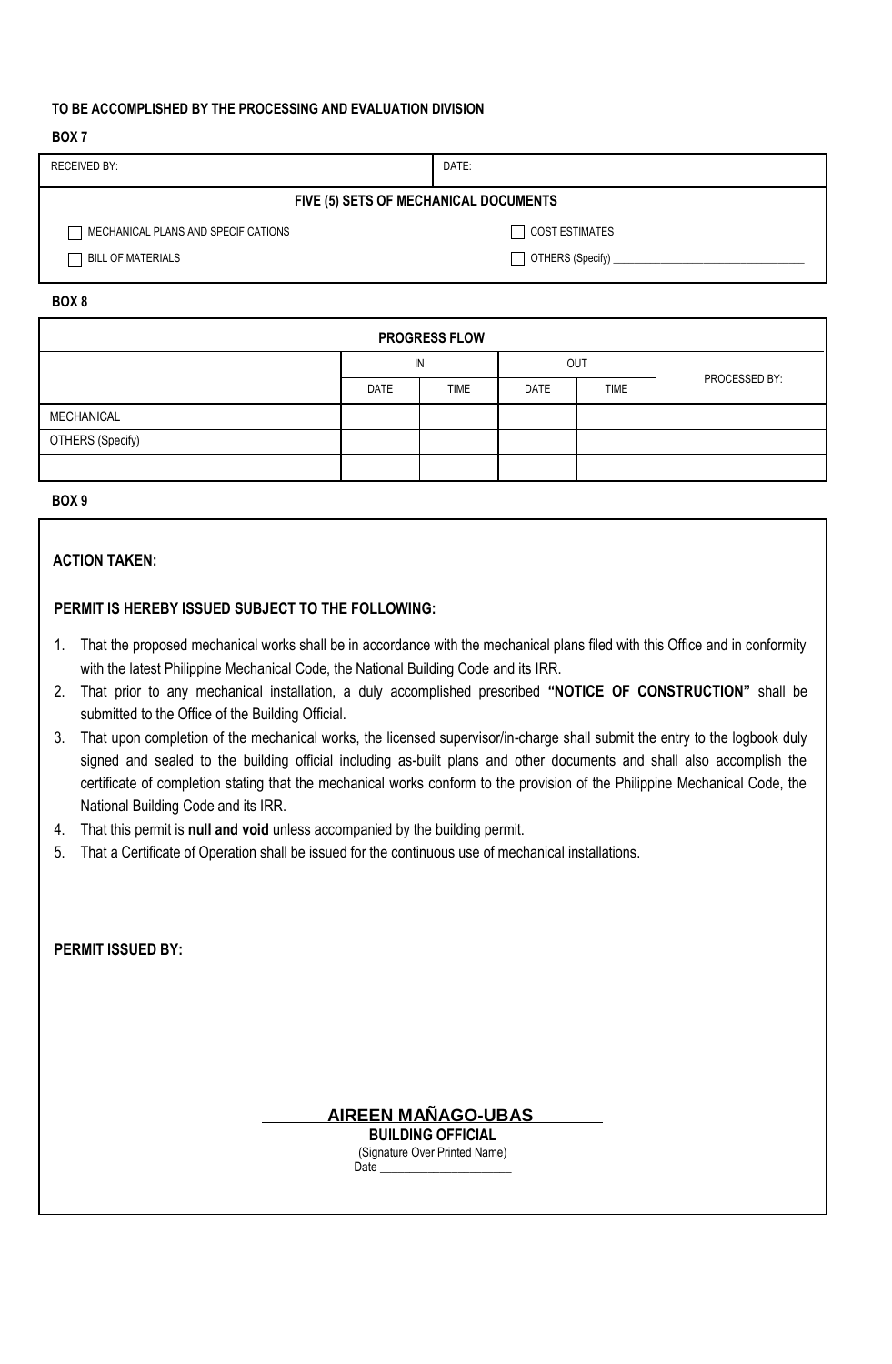**TO BE ACCOMPLISHED BY THE PROCESSING AND EVALUATION DIVISION**

**BOX 7**

| RECEIVED BY: | DATE: |
|---|---|
| **FIVE (5) SETS OF MECHANICAL DOCUMENTS** | |
| ☐ MECHANICAL PLANS AND SPECIFICATIONS | ☐ COST ESTIMATES |
| ☐ BILL OF MATERIALS | ☐ OTHERS (Specify) ___________________________________ |

**BOX 8**

| PROGRESS FLOW | | | | | |
|---|---|---|---|---|---|
| | IN | | OUT | | PROCESSED BY: |
| | DATE | TIME | DATE | TIME | |
| MECHANICAL | | | | | |
| OTHERS (Specify) | | | | | |
| | | | | | |

**BOX 9**

**ACTION TAKEN:**

**PERMIT IS HEREBY ISSUED SUBJECT TO THE FOLLOWING:**

1. That the proposed mechanical works shall be in accordance with the mechanical plans filed with this Office and in conformity with the latest Philippine Mechanical Code, the National Building Code and its IRR.
2. That prior to any mechanical installation, a duly accomplished prescribed **"NOTICE OF CONSTRUCTION"** shall be submitted to the Office of the Building Official.
3. That upon completion of the mechanical works, the licensed supervisor/in-charge shall submit the entry to the logbook duly signed and sealed to the building official including as-built plans and other documents and shall also accomplish the certificate of completion stating that the mechanical works conform to the provision of the Philippine Mechanical Code, the National Building Code and its IRR.
4. That this permit is **null and void** unless accompanied by the building permit.
5. That a Certificate of Operation shall be issued for the continuous use of mechanical installations.

**PERMIT ISSUED BY:**

**AIREEN MAÑAGO-UBAS**
**BUILDING OFFICIAL**
(Signature Over Printed Name)
Date ______________________